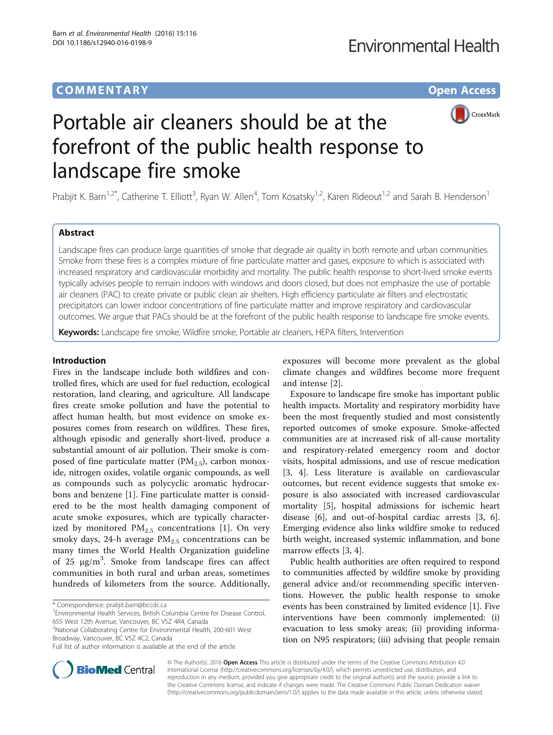COMMENTARY

Open Access

# Portable air cleaners should be at the forefront of the public health response to landscape fire smoke

Prabjit K. Barn[1,2*], Catherine T. Elliott[3], Ryan W. Allen[4], Tom Kosatsky[1,2], Karen Rideout[1,2] and Sarah B. Henderson[1]

## Abstract

Landscape fires can produce large quantities of smoke that degrade air quality in both remote and urban communities. Smoke from these fires is a complex mixture of fine particulate matter and gases, exposure to which is associated with increased respiratory and cardiovascular morbidity and mortality. The public health response to short-lived smoke events typically advises people to remain indoors with windows and doors closed, but does not emphasize the use of portable air cleaners (PAC) to create private or public clean air shelters. High efficiency particulate air filters and electrostatic precipitators can lower indoor concentrations of fine particulate matter and improve respiratory and cardiovascular outcomes. We argue that PACs should be at the forefront of the public health response to landscape fire smoke events.

**Keywords:** Landscape fire smoke, Wildfire smoke, Portable air cleaners, HEPA filters, Intervention

## Introduction

Fires in the landscape include both wildfires and controlled fires, which are used for fuel reduction, ecological restoration, land clearing, and agriculture. All landscape fires create smoke pollution and have the potential to affect human health, but most evidence on smoke exposures comes from research on wildfires. These fires, although episodic and generally short-lived, produce a substantial amount of air pollution. Their smoke is composed of fine particulate matter ($PM_{2.5}$), carbon monoxide, nitrogen oxides, volatile organic compounds, as well as compounds such as polycyclic aromatic hydrocarbons and benzene [1]. Fine particulate matter is considered to be the most health damaging component of acute smoke exposures, which are typically characterized by monitored $PM_{2.5}$ concentrations [1]. On very smoky days, 24-h average $PM_{2.5}$ concentrations can be many times the World Health Organization guideline of 25 $\mu g/m^3$. Smoke from landscape fires can affect communities in both rural and urban areas, sometimes hundreds of kilometers from the source. Additionally, exposures will become more prevalent as the global climate changes and wildfires become more frequent and intense [2].

Exposure to landscape fire smoke has important public health impacts. Mortality and respiratory morbidity have been the most frequently studied and most consistently reported outcomes of smoke exposure. Smoke-affected communities are at increased risk of all-cause mortality and respiratory-related emergency room and doctor visits, hospital admissions, and use of rescue medication [3, 4]. Less literature is available on cardiovascular outcomes, but recent evidence suggests that smoke exposure is also associated with increased cardiovascular mortality [5], hospital admissions for ischemic heart disease [6], and out-of-hospital cardiac arrests [3, 6]. Emerging evidence also links wildfire smoke to reduced birth weight, increased systemic inflammation, and bone marrow effects [3, 4].

Public health authorities are often required to respond to communities affected by wildfire smoke by providing general advice and/or recommending specific interventions. However, the public health response to smoke events has been constrained by limited evidence [1]. Five interventions have been commonly implemented: (i) evacuation to less smoky areas; (ii) providing information on N95 respirators; (iii) advising that people remain

\* Correspondence: prabjit.barn@bccdc.ca

[1]Environmental Health Services, British Columbia Centre for Disease Control, 655 West 12th Avenue, Vancouver, BC V5Z 4R4, Canada

[2]National Collaborating Centre for Environmental Health, 200-601 West Broadway, Vancouver, BC V5Z 4C2, Canada

Full list of author information is available at the end of the article

© The Author(s). 2016 **Open Access** This article is distributed under the terms of the Creative Commons Attribution 4.0 International License (http://creativecommons.org/licenses/by/4.0/), which permits unrestricted use, distribution, and reproduction in any medium, provided you give appropriate credit to the original author(s) and the source, provide a link to the Creative Commons license, and indicate if changes were made. The Creative Commons Public Domain Dedication waiver (http://creativecommons.org/publicdomain/zero/1.0/) applies to the data made available in this article, unless otherwise stated.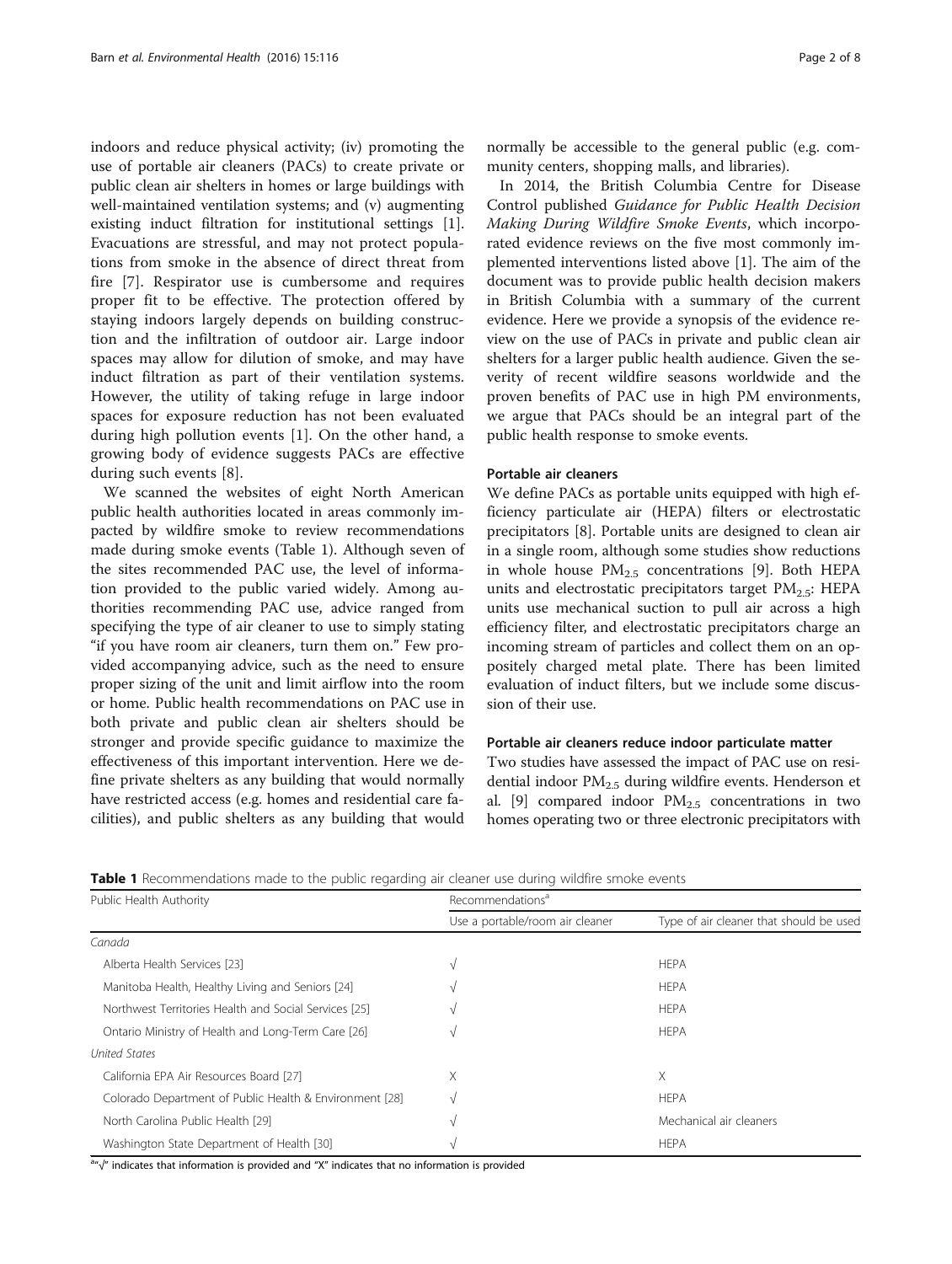indoors and reduce physical activity; (iv) promoting the use of portable air cleaners (PACs) to create private or public clean air shelters in homes or large buildings with well-maintained ventilation systems; and (v) augmenting existing induct filtration for institutional settings [1]. Evacuations are stressful, and may not protect populations from smoke in the absence of direct threat from fire [7]. Respirator use is cumbersome and requires proper fit to be effective. The protection offered by staying indoors largely depends on building construction and the infiltration of outdoor air. Large indoor spaces may allow for dilution of smoke, and may have induct filtration as part of their ventilation systems. However, the utility of taking refuge in large indoor spaces for exposure reduction has not been evaluated during high pollution events [1]. On the other hand, a growing body of evidence suggests PACs are effective during such events [8].

We scanned the websites of eight North American public health authorities located in areas commonly impacted by wildfire smoke to review recommendations made during smoke events (Table 1). Although seven of the sites recommended PAC use, the level of information provided to the public varied widely. Among authorities recommending PAC use, advice ranged from specifying the type of air cleaner to use to simply stating "if you have room air cleaners, turn them on." Few provided accompanying advice, such as the need to ensure proper sizing of the unit and limit airflow into the room or home. Public health recommendations on PAC use in both private and public clean air shelters should be stronger and provide specific guidance to maximize the effectiveness of this important intervention. Here we define private shelters as any building that would normally have restricted access (e.g. homes and residential care facilities), and public shelters as any building that would normally be accessible to the general public (e.g. community centers, shopping malls, and libraries).

In 2014, the British Columbia Centre for Disease Control published *Guidance for Public Health Decision Making During Wildfire Smoke Events*, which incorporated evidence reviews on the five most commonly implemented interventions listed above [1]. The aim of the document was to provide public health decision makers in British Columbia with a summary of the current evidence. Here we provide a synopsis of the evidence review on the use of PACs in private and public clean air shelters for a larger public health audience. Given the severity of recent wildfire seasons worldwide and the proven benefits of PAC use in high PM environments, we argue that PACs should be an integral part of the public health response to smoke events.

## Portable air cleaners

We define PACs as portable units equipped with high efficiency particulate air (HEPA) filters or electrostatic precipitators [8]. Portable units are designed to clean air in a single room, although some studies show reductions in whole house $PM_{2.5}$ concentrations [9]. Both HEPA units and electrostatic precipitators target $PM_{2.5}$: HEPA units use mechanical suction to pull air across a high efficiency filter, and electrostatic precipitators charge an incoming stream of particles and collect them on an oppositely charged metal plate. There has been limited evaluation of induct filters, but we include some discussion of their use.

## Portable air cleaners reduce indoor particulate matter

Two studies have assessed the impact of PAC use on residential indoor $PM_{2.5}$ during wildfire events. Henderson et al. [9] compared indoor $PM_{2.5}$ concentrations in two homes operating two or three electronic precipitators with

**Table 1** Recommendations made to the public regarding air cleaner use during wildfire smoke events

| Public Health Authority | Recommendations[a] | |
|---|---|---|
| | Use a portable/room air cleaner | Type of air cleaner that should be used |
| *Canada* | | |
| Alberta Health Services [23] | √ | HEPA |
| Manitoba Health, Healthy Living and Seniors [24] | √ | HEPA |
| Northwest Territories Health and Social Services [25] | √ | HEPA |
| Ontario Ministry of Health and Long-Term Care [26] | √ | HEPA |
| *United States* | | |
| California EPA Air Resources Board [27] | X | X |
| Colorado Department of Public Health & Environment [28] | √ | HEPA |
| North Carolina Public Health [29] | √ | Mechanical air cleaners |
| Washington State Department of Health [30] | √ | HEPA |

[a] "√" indicates that information is provided and "X" indicates that no information is provided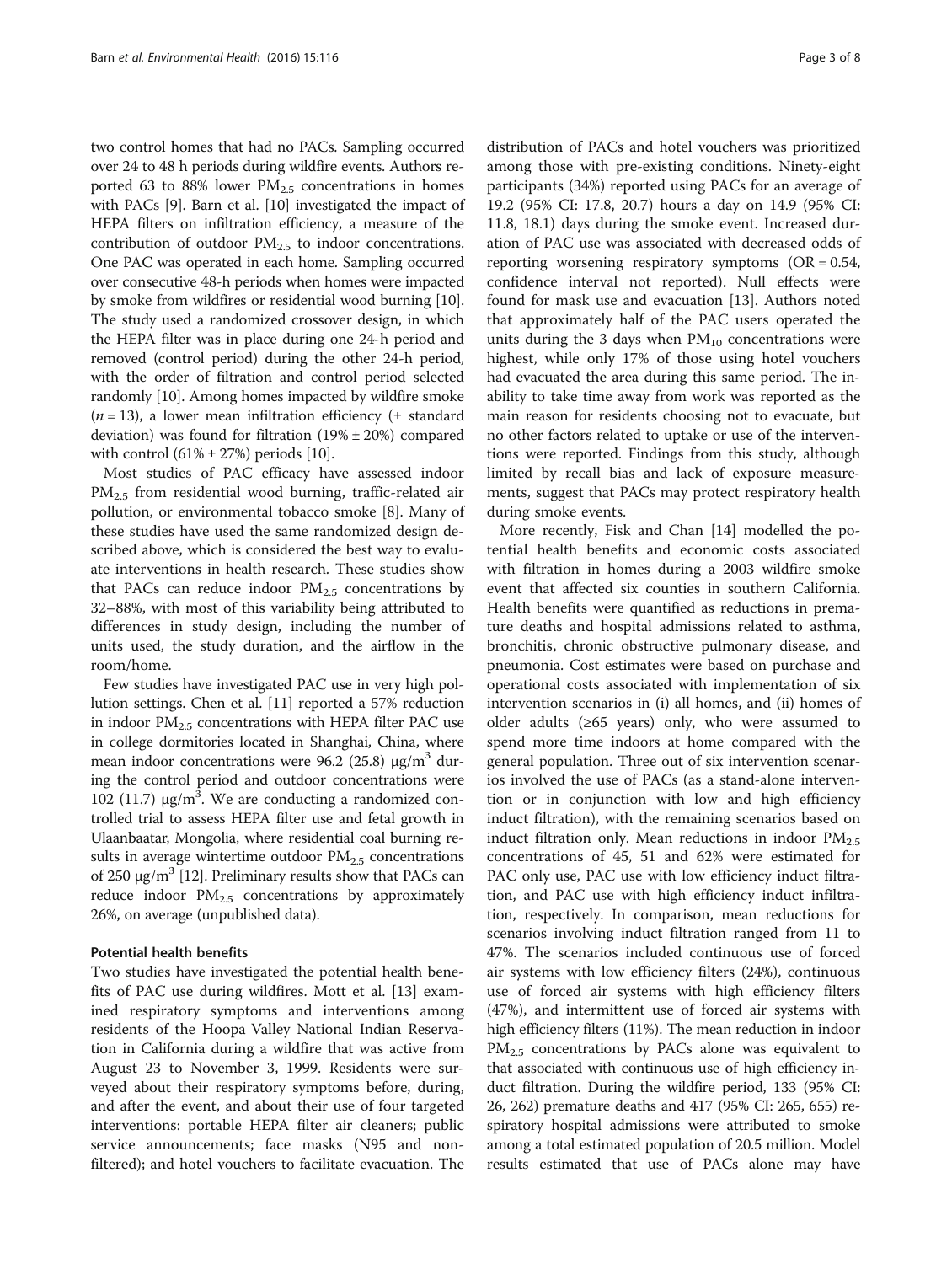two control homes that had no PACs. Sampling occurred over 24 to 48 h periods during wildfire events. Authors reported 63 to 88% lower $PM_{2.5}$ concentrations in homes with PACs [9]. Barn et al. [10] investigated the impact of HEPA filters on infiltration efficiency, a measure of the contribution of outdoor $PM_{2.5}$ to indoor concentrations. One PAC was operated in each home. Sampling occurred over consecutive 48-h periods when homes were impacted by smoke from wildfires or residential wood burning [10]. The study used a randomized crossover design, in which the HEPA filter was in place during one 24-h period and removed (control period) during the other 24-h period, with the order of filtration and control period selected randomly [10]. Among homes impacted by wildfire smoke ($n = 13$), a lower mean infiltration efficiency (± standard deviation) was found for filtration (19% ± 20%) compared with control (61% ± 27%) periods [10].

Most studies of PAC efficacy have assessed indoor $PM_{2.5}$ from residential wood burning, traffic-related air pollution, or environmental tobacco smoke [8]. Many of these studies have used the same randomized design described above, which is considered the best way to evaluate interventions in health research. These studies show that PACs can reduce indoor $PM_{2.5}$ concentrations by 32–88%, with most of this variability being attributed to differences in study design, including the number of units used, the study duration, and the airflow in the room/home.

Few studies have investigated PAC use in very high pollution settings. Chen et al. [11] reported a 57% reduction in indoor $PM_{2.5}$ concentrations with HEPA filter PAC use in college dormitories located in Shanghai, China, where mean indoor concentrations were 96.2 (25.8) $\mu g/m^3$ during the control period and outdoor concentrations were 102 (11.7) $\mu g/m^3$. We are conducting a randomized controlled trial to assess HEPA filter use and fetal growth in Ulaanbaatar, Mongolia, where residential coal burning results in average wintertime outdoor $PM_{2.5}$ concentrations of 250 $\mu g/m^3$ [12]. Preliminary results show that PACs can reduce indoor $PM_{2.5}$ concentrations by approximately 26%, on average (unpublished data).

### Potential health benefits

Two studies have investigated the potential health benefits of PAC use during wildfires. Mott et al. [13] examined respiratory symptoms and interventions among residents of the Hoopa Valley National Indian Reservation in California during a wildfire that was active from August 23 to November 3, 1999. Residents were surveyed about their respiratory symptoms before, during, and after the event, and about their use of four targeted interventions: portable HEPA filter air cleaners; public service announcements; face masks (N95 and non-filtered); and hotel vouchers to facilitate evacuation. The distribution of PACs and hotel vouchers was prioritized among those with pre-existing conditions. Ninety-eight participants (34%) reported using PACs for an average of 19.2 (95% CI: 17.8, 20.7) hours a day on 14.9 (95% CI: 11.8, 18.1) days during the smoke event. Increased duration of PAC use was associated with decreased odds of reporting worsening respiratory symptoms (OR = 0.54, confidence interval not reported). Null effects were found for mask use and evacuation [13]. Authors noted that approximately half of the PAC users operated the units during the 3 days when $PM_{10}$ concentrations were highest, while only 17% of those using hotel vouchers had evacuated the area during this same period. The inability to take time away from work was reported as the main reason for residents choosing not to evacuate, but no other factors related to uptake or use of the interventions were reported. Findings from this study, although limited by recall bias and lack of exposure measurements, suggest that PACs may protect respiratory health during smoke events.

More recently, Fisk and Chan [14] modelled the potential health benefits and economic costs associated with filtration in homes during a 2003 wildfire smoke event that affected six counties in southern California. Health benefits were quantified as reductions in premature deaths and hospital admissions related to asthma, bronchitis, chronic obstructive pulmonary disease, and pneumonia. Cost estimates were based on purchase and operational costs associated with implementation of six intervention scenarios in (i) all homes, and (ii) homes of older adults (≥65 years) only, who were assumed to spend more time indoors at home compared with the general population. Three out of six intervention scenarios involved the use of PACs (as a stand-alone intervention or in conjunction with low and high efficiency induct filtration), with the remaining scenarios based on induct filtration only. Mean reductions in indoor $PM_{2.5}$ concentrations of 45, 51 and 62% were estimated for PAC only use, PAC use with low efficiency induct filtration, and PAC use with high efficiency induct infiltration, respectively. In comparison, mean reductions for scenarios involving induct filtration ranged from 11 to 47%. The scenarios included continuous use of forced air systems with low efficiency filters (24%), continuous use of forced air systems with high efficiency filters (47%), and intermittent use of forced air systems with high efficiency filters (11%). The mean reduction in indoor $PM_{2.5}$ concentrations by PACs alone was equivalent to that associated with continuous use of high efficiency induct filtration. During the wildfire period, 133 (95% CI: 26, 262) premature deaths and 417 (95% CI: 265, 655) respiratory hospital admissions were attributed to smoke among a total estimated population of 20.5 million. Model results estimated that use of PACs alone may have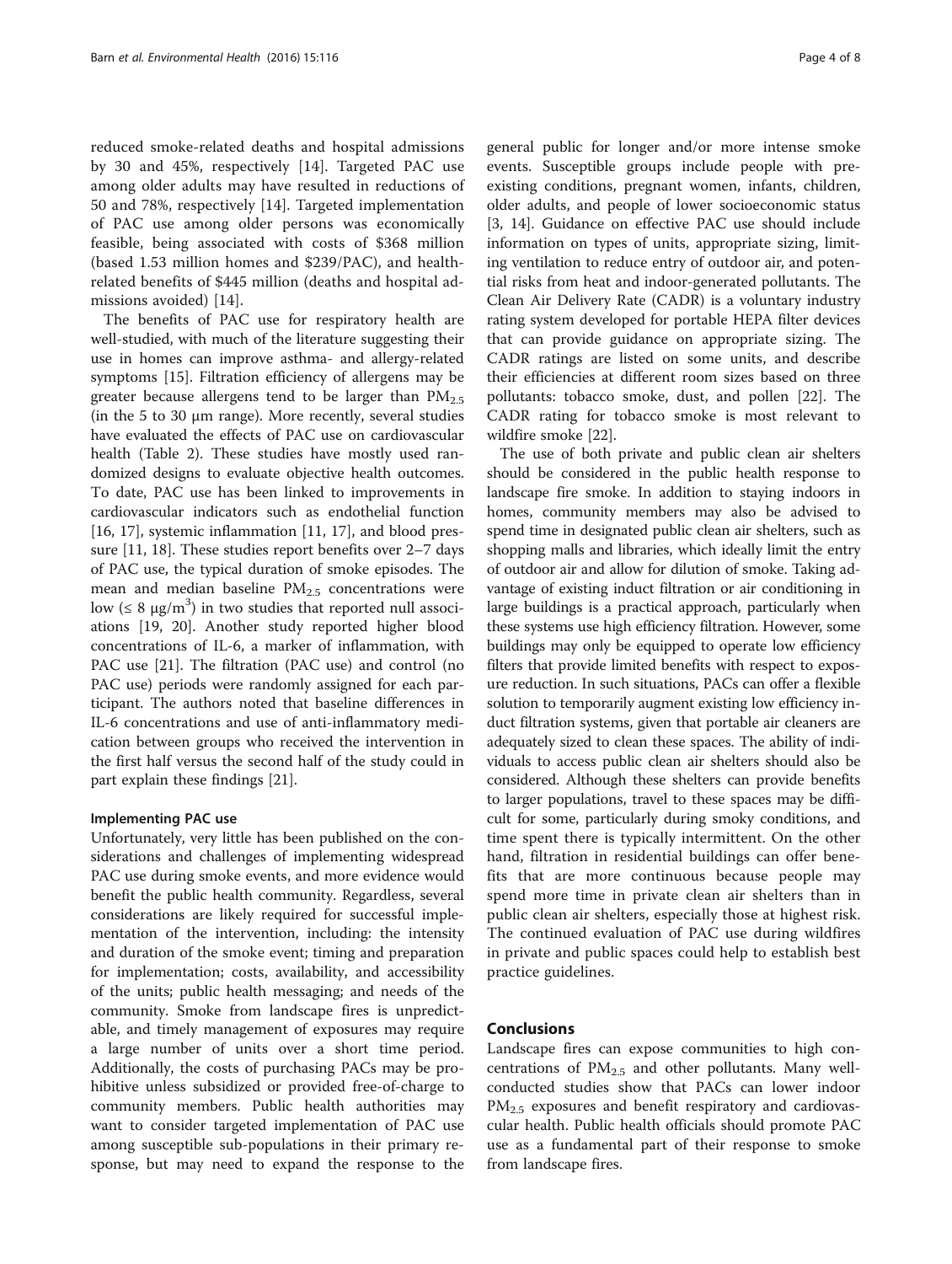reduced smoke-related deaths and hospital admissions by 30 and 45%, respectively [14]. Targeted PAC use among older adults may have resulted in reductions of 50 and 78%, respectively [14]. Targeted implementation of PAC use among older persons was economically feasible, being associated with costs of $368 million (based 1.53 million homes and $239/PAC), and health-related benefits of $445 million (deaths and hospital admissions avoided) [14].

The benefits of PAC use for respiratory health are well-studied, with much of the literature suggesting their use in homes can improve asthma- and allergy-related symptoms [15]. Filtration efficiency of allergens may be greater because allergens tend to be larger than $PM_{2.5}$ (in the 5 to 30 μm range). More recently, several studies have evaluated the effects of PAC use on cardiovascular health (Table 2). These studies have mostly used randomized designs to evaluate objective health outcomes. To date, PAC use has been linked to improvements in cardiovascular indicators such as endothelial function [16, 17], systemic inflammation [11, 17], and blood pressure [11, 18]. These studies report benefits over 2–7 days of PAC use, the typical duration of smoke episodes. The mean and median baseline $PM_{2.5}$ concentrations were low ($\leq 8$ μg/m$^3$) in two studies that reported null associations [19, 20]. Another study reported higher blood concentrations of IL-6, a marker of inflammation, with PAC use [21]. The filtration (PAC use) and control (no PAC use) periods were randomly assigned for each participant. The authors noted that baseline differences in IL-6 concentrations and use of anti-inflammatory medication between groups who received the intervention in the first half versus the second half of the study could in part explain these findings [21].

### Implementing PAC use

Unfortunately, very little has been published on the considerations and challenges of implementing widespread PAC use during smoke events, and more evidence would benefit the public health community. Regardless, several considerations are likely required for successful implementation of the intervention, including: the intensity and duration of the smoke event; timing and preparation for implementation; costs, availability, and accessibility of the units; public health messaging; and needs of the community. Smoke from landscape fires is unpredictable, and timely management of exposures may require a large number of units over a short time period. Additionally, the costs of purchasing PACs may be prohibitive unless subsidized or provided free-of-charge to community members. Public health authorities may want to consider targeted implementation of PAC use among susceptible sub-populations in their primary response, but may need to expand the response to the general public for longer and/or more intense smoke events. Susceptible groups include people with pre-existing conditions, pregnant women, infants, children, older adults, and people of lower socioeconomic status [3, 14]. Guidance on effective PAC use should include information on types of units, appropriate sizing, limiting ventilation to reduce entry of outdoor air, and potential risks from heat and indoor-generated pollutants. The Clean Air Delivery Rate (CADR) is a voluntary industry rating system developed for portable HEPA filter devices that can provide guidance on appropriate sizing. The CADR ratings are listed on some units, and describe their efficiencies at different room sizes based on three pollutants: tobacco smoke, dust, and pollen [22]. The CADR rating for tobacco smoke is most relevant to wildfire smoke [22].

The use of both private and public clean air shelters should be considered in the public health response to landscape fire smoke. In addition to staying indoors in homes, community members may also be advised to spend time in designated public clean air shelters, such as shopping malls and libraries, which ideally limit the entry of outdoor air and allow for dilution of smoke. Taking advantage of existing induct filtration or air conditioning in large buildings is a practical approach, particularly when these systems use high efficiency filtration. However, some buildings may only be equipped to operate low efficiency filters that provide limited benefits with respect to exposure reduction. In such situations, PACs can offer a flexible solution to temporarily augment existing low efficiency in-duct filtration systems, given that portable air cleaners are adequately sized to clean these spaces. The ability of individuals to access public clean air shelters should also be considered. Although these shelters can provide benefits to larger populations, travel to these spaces may be difficult for some, particularly during smoky conditions, and time spent there is typically intermittent. On the other hand, filtration in residential buildings can offer benefits that are more continuous because people may spend more time in private clean air shelters than in public clean air shelters, especially those at highest risk. The continued evaluation of PAC use during wildfires in private and public spaces could help to establish best practice guidelines.

## Conclusions

Landscape fires can expose communities to high concentrations of $PM_{2.5}$ and other pollutants. Many well-conducted studies show that PACs can lower indoor $PM_{2.5}$ exposures and benefit respiratory and cardiovascular health. Public health officials should promote PAC use as a fundamental part of their response to smoke from landscape fires.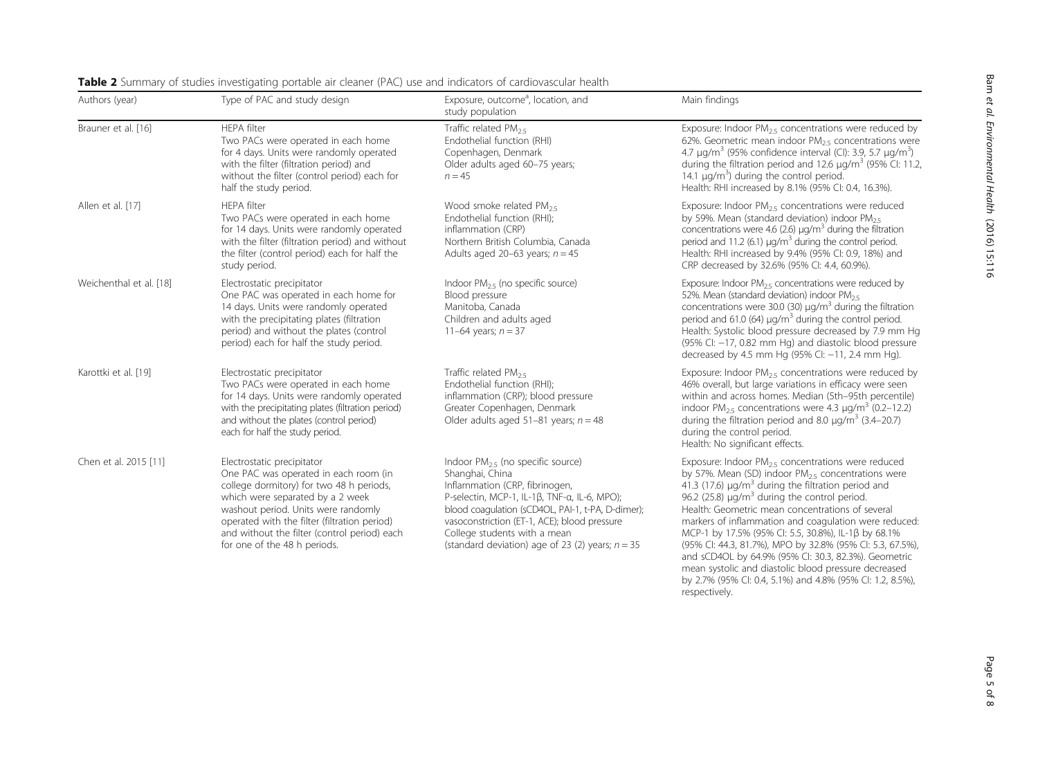**Table 2** Summary of studies investigating portable air cleaner (PAC) use and indicators of cardiovascular health

| Authors (year) | Type of PAC and study design | Exposure, outcome[a], location, and study population | Main findings |
|---|---|---|---|
| Brauner et al. [16] | HEPA filter<br>Two PACs were operated in each home for 4 days. Units were randomly operated with the filter (filtration period) and without the filter (control period) each for half the study period. | Traffic related $PM_{2.5}$<br>Endothelial function (RHI)<br>Copenhagen, Denmark<br>Older adults aged 60–75 years; $n = 45$ | Exposure: Indoor $PM_{2.5}$ concentrations were reduced by 62%. Geometric mean indoor $PM_{2.5}$ concentrations were 4.7 μg/m$^3$ (95% confidence interval (CI): 3.9, 5.7 μg/m$^3$) during the filtration period and 12.6 μg/m$^3$ (95% CI: 11.2, 14.1 μg/m$^3$) during the control period.<br>Health: RHI increased by 8.1% (95% CI: 0.4, 16.3%). |
| Allen et al. [17] | HEPA filter<br>Two PACs were operated in each home for 14 days. Units were randomly operated with the filter (filtration period) and without the filter (control period) each for half the study period. | Wood smoke related $PM_{2.5}$<br>Endothelial function (RHI); inflammation (CRP)<br>Northern British Columbia, Canada<br>Adults aged 20–63 years; $n = 45$ | Exposure: Indoor $PM_{2.5}$ concentrations were reduced by 59%. Mean (standard deviation) indoor $PM_{2.5}$ concentrations were 4.6 (2.6) μg/m$^3$ during the filtration period and 11.2 (6.1) μg/m$^3$ during the control period.<br>Health: RHI increased by 9.4% (95% CI: 0.9, 18%) and CRP decreased by 32.6% (95% CI: 4.4, 60.9%). |
| Weichenthal et al. [18] | Electrostatic precipitator<br>One PAC was operated in each home for 14 days. Units were randomly operated with the precipitating plates (filtration period) and without the plates (control period) each for half the study period. | Indoor $PM_{2.5}$ (no specific source)<br>Blood pressure<br>Manitoba, Canada<br>Children and adults aged 11–64 years; $n = 37$ | Exposure: Indoor $PM_{2.5}$ concentrations were reduced by 52%. Mean (standard deviation) indoor $PM_{2.5}$ concentrations were 30.0 (30) μg/m$^3$ during the filtration period and 61.0 (64) μg/m$^3$ during the control period.<br>Health: Systolic blood pressure decreased by 7.9 mm Hg (95% CI: −17, 0.82 mm Hg) and diastolic blood pressure decreased by 4.5 mm Hg (95% CI: −11, 2.4 mm Hg). |
| Karottki et al. [19] | Electrostatic precipitator<br>Two PACs were operated in each home for 14 days. Units were randomly operated with the precipitating plates (filtration period) and without the plates (control period) each for half the study period. | Traffic related $PM_{2.5}$<br>Endothelial function (RHI); inflammation (CRP); blood pressure<br>Greater Copenhagen, Denmark<br>Older adults aged 51–81 years; $n = 48$ | Exposure: Indoor $PM_{2.5}$ concentrations were reduced by 46% overall, but large variations in efficacy were seen within and across homes. Median (5th–95th percentile) indoor $PM_{2.5}$ concentrations were 4.3 μg/m$^3$ (0.2–12.2) during the filtration period and 8.0 μg/m$^3$ (3.4–20.7) during the control period.<br>Health: No significant effects. |
| Chen et al. 2015 [11] | Electrostatic precipitator<br>One PAC was operated in each room (in college dormitory) for two 48 h periods, which were separated by a 2 week washout period. Units were randomly operated with the filter (filtration period) and without the filter (control period) each for one of the 48 h periods. | Indoor $PM_{2.5}$ (no specific source)<br>Shanghai, China<br>Inflammation (CRP, fibrinogen, P-selectin, MCP-1, IL-1β, TNF-α, IL-6, MPO); blood coagulation (sCD4OL, PAI-1, t-PA, D-dimer); vasoconstriction (ET-1, ACE); blood pressure<br>College students with a mean (standard deviation) age of 23 (2) years; $n = 35$ | Exposure: Indoor $PM_{2.5}$ concentrations were reduced by 57%. Mean (SD) indoor $PM_{2.5}$ concentrations were 41.3 (17.6) μg/m$^3$ during the filtration period and 96.2 (25.8) μg/m$^3$ during the control period.<br>Health: Geometric mean concentrations of several markers of inflammation and coagulation were reduced: MCP-1 by 17.5% (95% CI: 5.5, 30.8%), IL-1β by 68.1% (95% CI: 44.3, 81.7%), MPO by 32.8% (95% CI: 5.3, 67.5%), and sCD4OL by 64.9% (95% CI: 30.3, 82.3%). Geometric mean systolic and diastolic blood pressure decreased by 2.7% (95% CI: 0.4, 5.1%) and 4.8% (95% CI: 1.2, 8.5%), respectively. |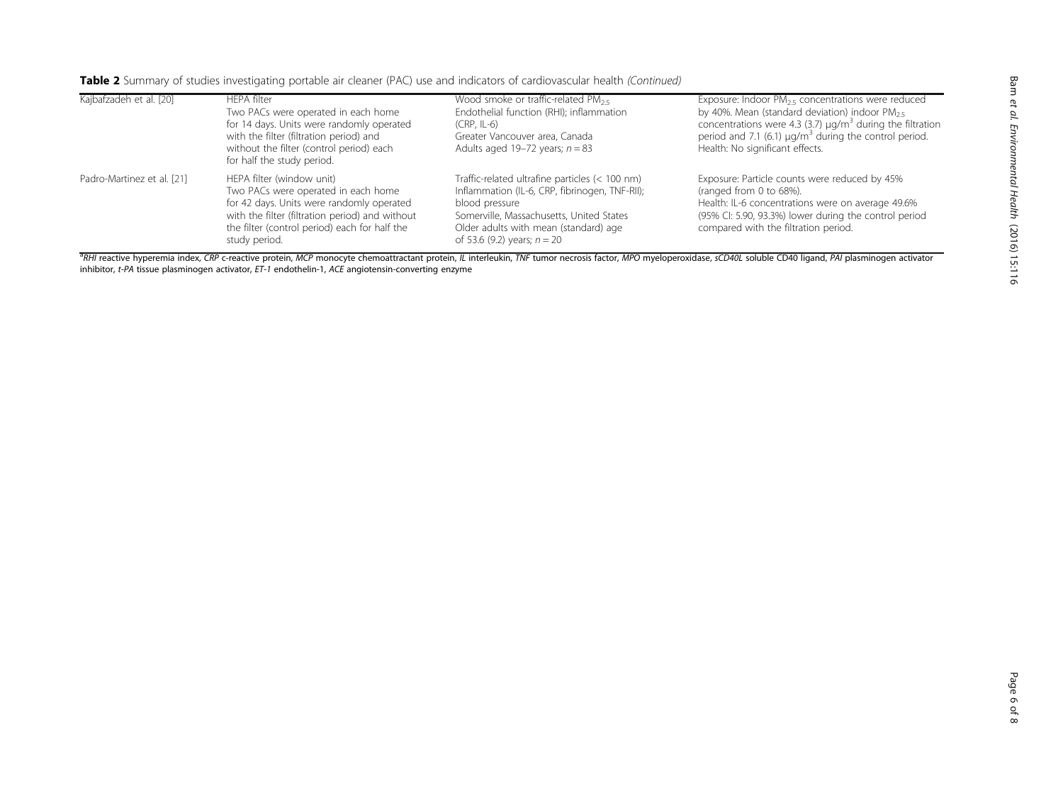**Table 2** Summary of studies investigating portable air cleaner (PAC) use and indicators of cardiovascular health *(Continued)*

| | | | |
|---|---|---|---|
| Kajbafzadeh et al. [20] | HEPA filter<br>Two PACs were operated in each home for 14 days. Units were randomly operated with the filter (filtration period) and without the filter (control period) each for half the study period. | Wood smoke or traffic-related $PM_{2.5}$<br>Endothelial function (RHI); inflammation (CRP, IL-6)<br>Greater Vancouver area, Canada<br>Adults aged 19–72 years; $n = 83$ | Exposure: Indoor $PM_{2.5}$ concentrations were reduced by 40%. Mean (standard deviation) indoor $PM_{2.5}$ concentrations were 4.3 (3.7) $\mu g/m^3$ during the filtration period and 7.1 (6.1) $\mu g/m^3$ during the control period.<br>Health: No significant effects. |
| Padro-Martinez et al. [21] | HEPA filter (window unit)<br>Two PACs were operated in each home for 42 days. Units were randomly operated with the filter (filtration period) and without the filter (control period) each for half the study period. | Traffic-related ultrafine particles (< 100 nm)<br>Inflammation (IL-6, CRP, fibrinogen, TNF-RII); blood pressure<br>Somerville, Massachusetts, United States<br>Older adults with mean (standard) age of 53.6 (9.2) years; $n = 20$ | Exposure: Particle counts were reduced by 45% (ranged from 0 to 68%).<br>Health: IL-6 concentrations were on average 49.6% (95% CI: 5.90, 93.3%) lower during the control period compared with the filtration period. |

[a]*RHI* reactive hyperemia index, *CRP* c-reactive protein, *MCP* monocyte chemoattractant protein, *IL* interleukin, *TNF* tumor necrosis factor, *MPO* myeloperoxidase, *sCD40L* soluble CD40 ligand, *PAI* plasminogen activator inhibitor, *t-PA* tissue plasminogen activator, *ET-1* endothelin-1, *ACE* angiotensin-converting enzyme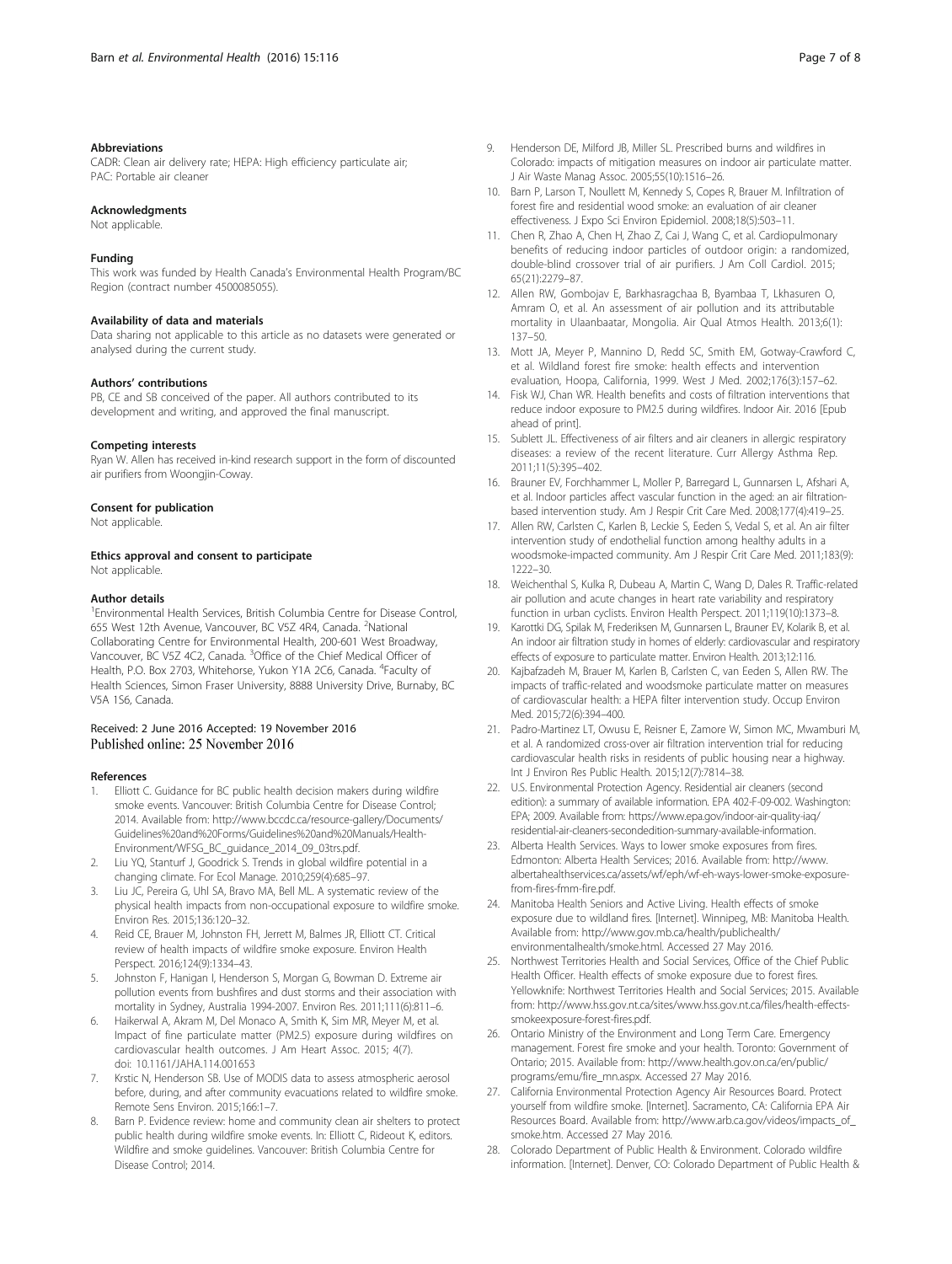### Abbreviations

CADR: Clean air delivery rate; HEPA: High efficiency particulate air; PAC: Portable air cleaner

### Acknowledgments

Not applicable.

### Funding

This work was funded by Health Canada's Environmental Health Program/BC Region (contract number 4500085055).

### Availability of data and materials

Data sharing not applicable to this article as no datasets were generated or analysed during the current study.

### Authors' contributions

PB, CE and SB conceived of the paper. All authors contributed to its development and writing, and approved the final manuscript.

### Competing interests

Ryan W. Allen has received in-kind research support in the form of discounted air purifiers from Woongjin-Coway.

### Consent for publication

Not applicable.

### Ethics approval and consent to participate

Not applicable.

### Author details

[1]Environmental Health Services, British Columbia Centre for Disease Control, 655 West 12th Avenue, Vancouver, BC V5Z 4R4, Canada. [2]National Collaborating Centre for Environmental Health, 200-601 West Broadway, Vancouver, BC V5Z 4C2, Canada. [3]Office of the Chief Medical Officer of Health, P.O. Box 2703, Whitehorse, Yukon Y1A 2C6, Canada. [4]Faculty of Health Sciences, Simon Fraser University, 8888 University Drive, Burnaby, BC V5A 1S6, Canada.

Received: 2 June 2016 Accepted: 19 November 2016
Published online: 25 November 2016

### References

1. Elliott C. Guidance for BC public health decision makers during wildfire smoke events. Vancouver: British Columbia Centre for Disease Control; 2014. Available from: http://www.bccdc.ca/resource-gallery/Documents/Guidelines%20and%20Forms/Guidelines%20and%20Manuals/Health-Environment/WFSG_BC_guidance_2014_09_03trs.pdf.
2. Liu YQ, Stanturf J, Goodrick S. Trends in global wildfire potential in a changing climate. For Ecol Manage. 2010;259(4):685–97.
3. Liu JC, Pereira G, Uhl SA, Bravo MA, Bell ML. A systematic review of the physical health impacts from non-occupational exposure to wildfire smoke. Environ Res. 2015;136:120–32.
4. Reid CE, Brauer M, Johnston FH, Jerrett M, Balmes JR, Elliott CT. Critical review of health impacts of wildfire smoke exposure. Environ Health Perspect. 2016;124(9):1334–43.
5. Johnston F, Hanigan I, Henderson S, Morgan G, Bowman D. Extreme air pollution events from bushfires and dust storms and their association with mortality in Sydney, Australia 1994-2007. Environ Res. 2011;111(6):811–6.
6. Haikerwal A, Akram M, Del Monaco A, Smith K, Sim MR, Meyer M, et al. Impact of fine particulate matter (PM2.5) exposure during wildfires on cardiovascular health outcomes. J Am Heart Assoc. 2015; 4(7). doi: 10.1161/JAHA.114.001653
7. Krstic N, Henderson SB. Use of MODIS data to assess atmospheric aerosol before, during, and after community evacuations related to wildfire smoke. Remote Sens Environ. 2015;166:1–7.
8. Barn P. Evidence review: home and community clean air shelters to protect public health during wildfire smoke events. In: Elliott C, Rideout K, editors. Wildfire and smoke guidelines. Vancouver: British Columbia Centre for Disease Control; 2014.
9. Henderson DE, Milford JB, Miller SL. Prescribed burns and wildfires in Colorado: impacts of mitigation measures on indoor air particulate matter. J Air Waste Manag Assoc. 2005;55(10):1516–26.
10. Barn P, Larson T, Noullett M, Kennedy S, Copes R, Brauer M. Infiltration of forest fire and residential wood smoke: an evaluation of air cleaner effectiveness. J Expo Sci Environ Epidemiol. 2008;18(5):503–11.
11. Chen R, Zhao A, Chen H, Zhao Z, Cai J, Wang C, et al. Cardiopulmonary benefits of reducing indoor particles of outdoor origin: a randomized, double-blind crossover trial of air purifiers. J Am Coll Cardiol. 2015; 65(21):2279–87.
12. Allen RW, Gombojav E, Barkhasragchaa B, Byambaa T, Lkhasuren O, Amram O, et al. An assessment of air pollution and its attributable mortality in Ulaanbaatar, Mongolia. Air Qual Atmos Health. 2013;6(1): 137–50.
13. Mott JA, Meyer P, Mannino D, Redd SC, Smith EM, Gotway-Crawford C, et al. Wildland forest fire smoke: health effects and intervention evaluation, Hoopa, California, 1999. West J Med. 2002;176(3):157–62.
14. Fisk WJ, Chan WR. Health benefits and costs of filtration interventions that reduce indoor exposure to PM2.5 during wildfires. Indoor Air. 2016 [Epub ahead of print].
15. Sublett JL. Effectiveness of air filters and air cleaners in allergic respiratory diseases: a review of the recent literature. Curr Allergy Asthma Rep. 2011;11(5):395–402.
16. Brauner EV, Forchhammer L, Moller P, Barregard L, Gunnarsen L, Afshari A, et al. Indoor particles affect vascular function in the aged: an air filtration-based intervention study. Am J Respir Crit Care Med. 2008;177(4):419–25.
17. Allen RW, Carlsten C, Karlen B, Leckie S, Eeden S, Vedal S, et al. An air filter intervention study of endothelial function among healthy adults in a woodsmoke-impacted community. Am J Respir Crit Care Med. 2011;183(9): 1222–30.
18. Weichenthal S, Kulka R, Dubeau A, Martin C, Wang D, Dales R. Traffic-related air pollution and acute changes in heart rate variability and respiratory function in urban cyclists. Environ Health Perspect. 2011;119(10):1373–8.
19. Karottki DG, Spilak M, Frederiksen M, Gunnarsen L, Brauner EV, Kolarik B, et al. An indoor air filtration study in homes of elderly: cardiovascular and respiratory effects of exposure to particulate matter. Environ Health. 2013;12:116.
20. Kajbafzadeh M, Brauer M, Karlen B, Carlsten C, van Eeden S, Allen RW. The impacts of traffic-related and woodsmoke particulate matter on measures of cardiovascular health: a HEPA filter intervention study. Occup Environ Med. 2015;72(6):394–400.
21. Padro-Martinez LT, Owusu E, Reisner E, Zamore W, Simon MC, Mwamburi M, et al. A randomized cross-over air filtration intervention trial for reducing cardiovascular health risks in residents of public housing near a highway. Int J Environ Res Public Health. 2015;12(7):7814–38.
22. U.S. Environmental Protection Agency. Residential air cleaners (second edition): a summary of available information. EPA 402-F-09-002. Washington: EPA; 2009. Available from: https://www.epa.gov/indoor-air-quality-iaq/residential-air-cleaners-secondedition-summary-available-information.
23. Alberta Health Services. Ways to lower smoke exposures from fires. Edmonton: Alberta Health Services; 2016. Available from: http://www.albertahealthservices.ca/assets/wf/eph/wf-eh-ways-lower-smoke-exposure-from-fires-fmm-fire.pdf.
24. Manitoba Health Seniors and Active Living. Health effects of smoke exposure due to wildland fires. [Internet]. Winnipeg, MB: Manitoba Health. Available from: http://www.gov.mb.ca/health/publichealth/environmentalhealth/smoke.html. Accessed 27 May 2016.
25. Northwest Territories Health and Social Services, Office of the Chief Public Health Officer. Health effects of smoke exposure due to forest fires. Yellowknife: Northwest Territories Health and Social Services; 2015. Available from: http://www.hss.gov.nt.ca/sites/www.hss.gov.nt.ca/files/health-effects-smokeexposure-forest-fires.pdf.
26. Ontario Ministry of the Environment and Long Term Care. Emergency management. Forest fire smoke and your health. Toronto: Government of Ontario; 2015. Available from: http://www.health.gov.on.ca/en/public/programs/emu/fire_mn.aspx. Accessed 27 May 2016.
27. California Environmental Protection Agency Air Resources Board. Protect yourself from wildfire smoke. [Internet]. Sacramento, CA: California EPA Air Resources Board. Available from: http://www.arb.ca.gov/videos/impacts_of_smoke.htm. Accessed 27 May 2016.
28. Colorado Department of Public Health & Environment. Colorado wildfire information. [Internet]. Denver, CO: Colorado Department of Public Health &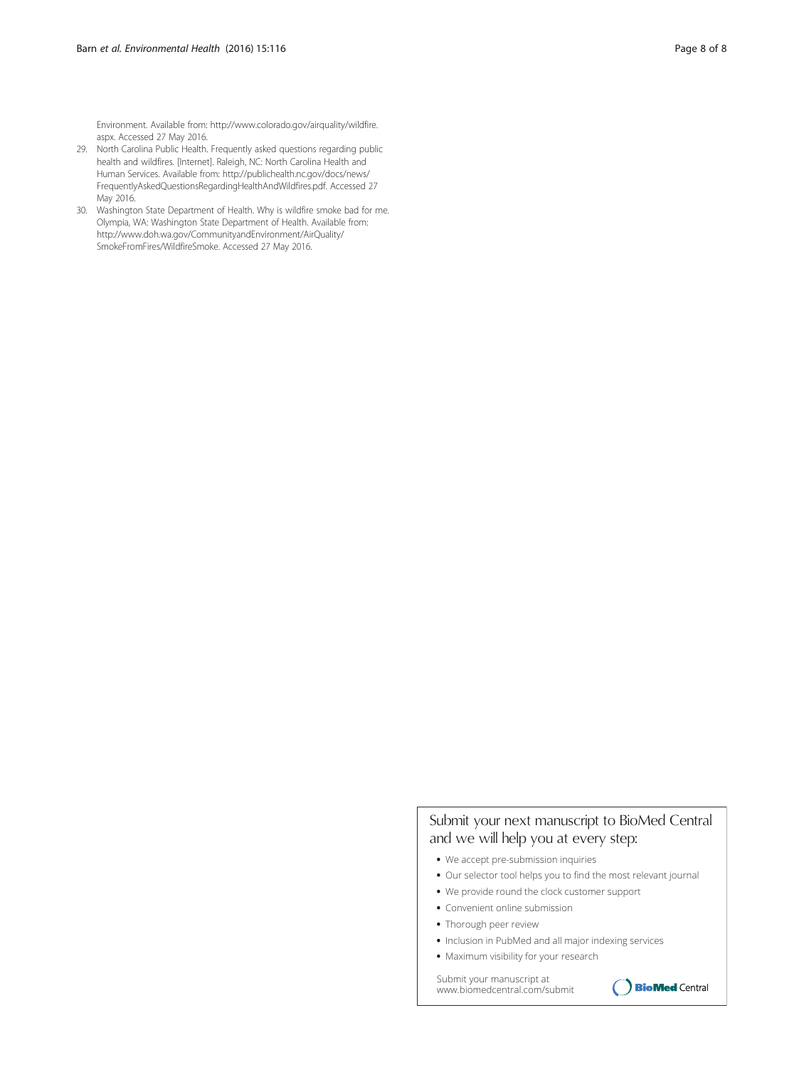Environment. Available from: http://www.colorado.gov/airquality/wildfire.aspx. Accessed 27 May 2016.

29. North Carolina Public Health. Frequently asked questions regarding public health and wildfires. [Internet]. Raleigh, NC: North Carolina Health and Human Services. Available from: http://publichealth.nc.gov/docs/news/FrequentlyAskedQuestionsRegardingHealthAndWildfires.pdf. Accessed 27 May 2016.
30. Washington State Department of Health. Why is wildfire smoke bad for me. Olympia, WA: Washington State Department of Health. Available from: http://www.doh.wa.gov/CommunityandEnvironment/AirQuality/SmokeFromFires/WildfireSmoke. Accessed 27 May 2016.

Submit your next manuscript to BioMed Central and we will help you at every step:

- We accept pre-submission inquiries
- Our selector tool helps you to find the most relevant journal
- We provide round the clock customer support
- Convenient online submission
- Thorough peer review
- Inclusion in PubMed and all major indexing services
- Maximum visibility for your research

Submit your manuscript at
www.biomedcentral.com/submit

BioMed Central